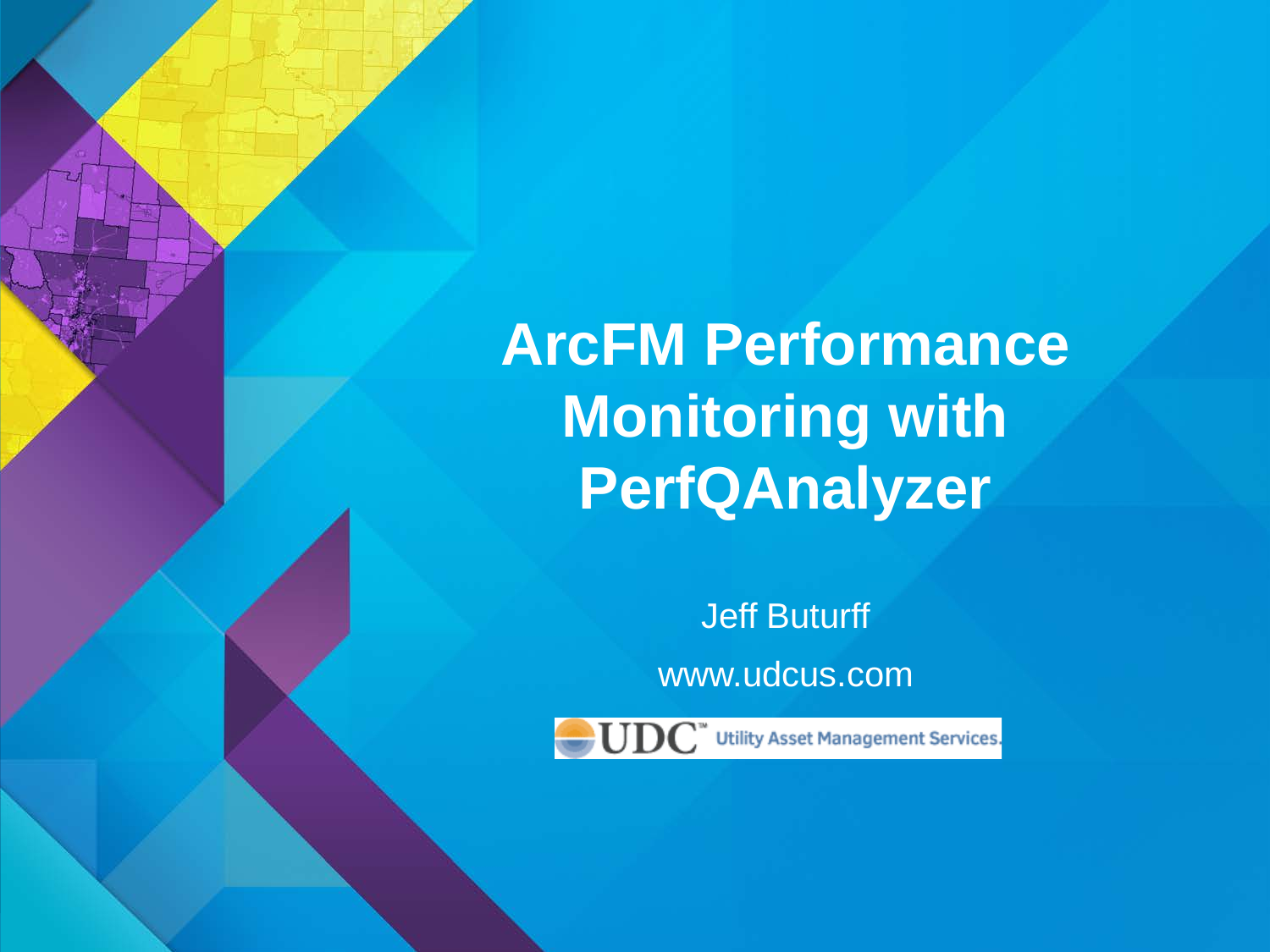# ArcFM Performance Monitoring with PerfQAnalyzer

Jeff Buturff

www.udcus.com

UDC™ Utility Asset Management Services.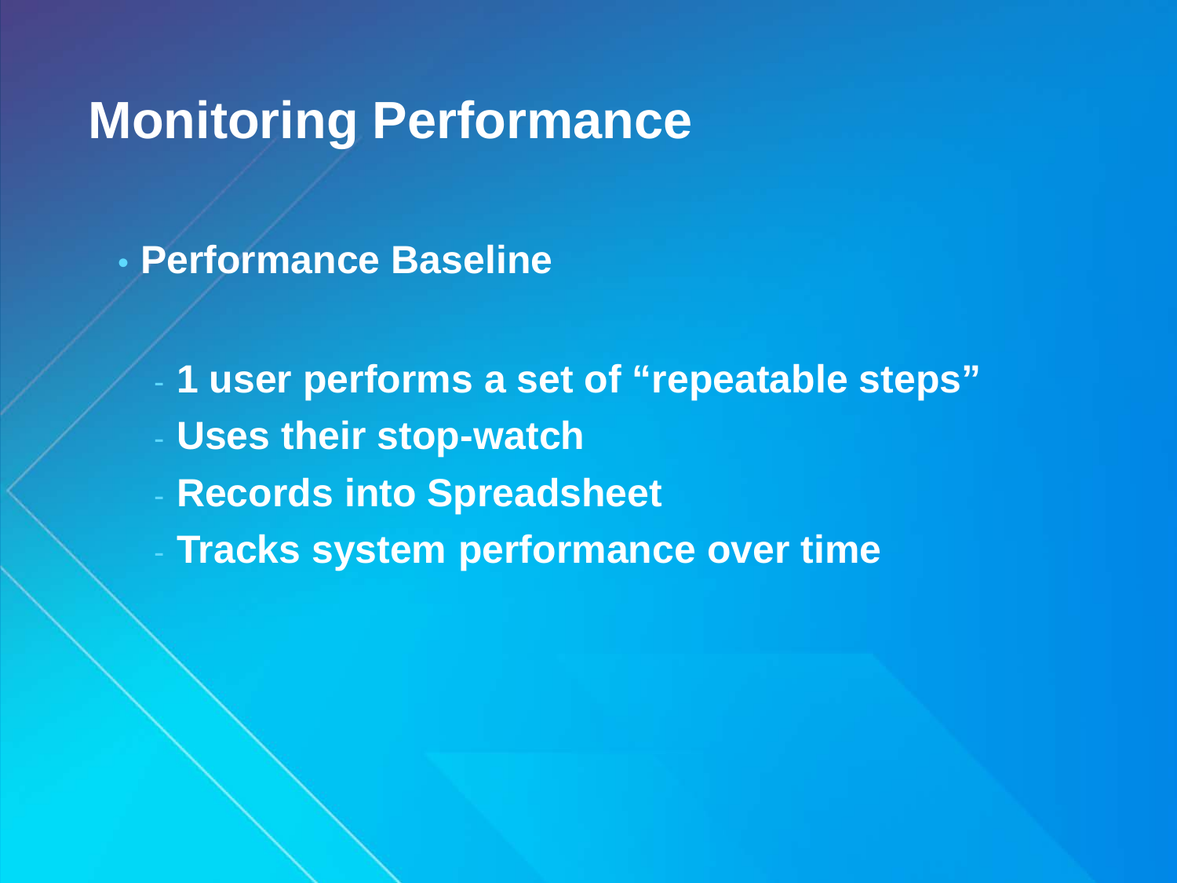# Monitoring Performance

- **Performance Baseline**
  - **1 user performs a set of “repeatable steps”**
  - **Uses their stop-watch**
  - **Records into Spreadsheet**
  - **Tracks system performance over time**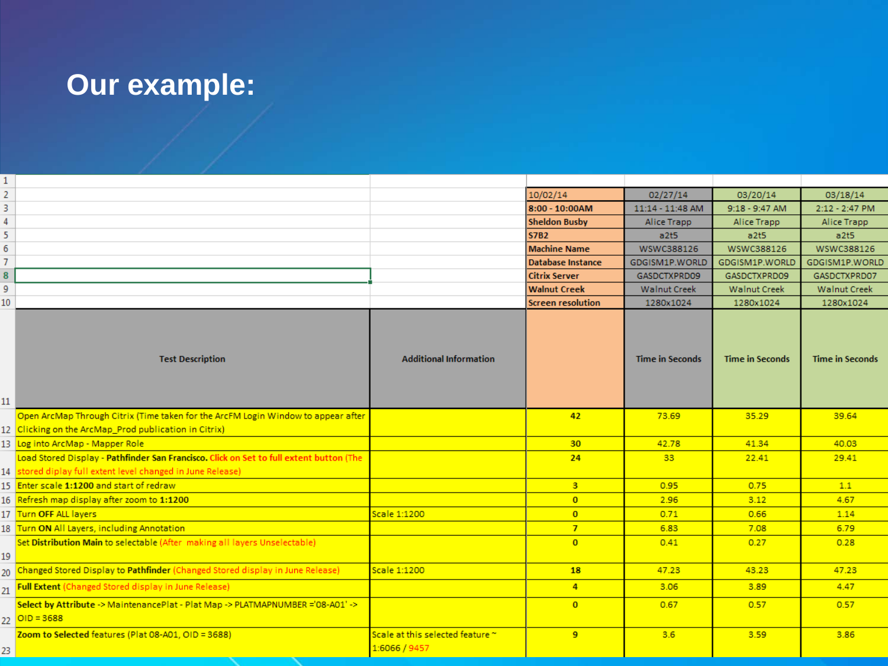# Our example:

| Test Description | Additional Information | | Time in Seconds | Time in Seconds | Time in Seconds |
|---|---|---|---|---|---|
| | | 10/02/14 | 02/27/14 | 03/20/14 | 03/18/14 |
| | | 8:00 - 10:00AM | 11:14 - 11:48 AM | 9:18 - 9:47 AM | 2:12 - 2:47 PM |
| | | Sheldon Busby | Alice Trapp | Alice Trapp | Alice Trapp |
| | | S7B2 | a2t5 | a2t5 | a2t5 |
| | | Machine Name | WSWC388126 | WSWC388126 | WSWC388126 |
| | | Database Instance | GDGISM1P.WORLD | GDGISM1P.WORLD | GDGISM1P.WORLD |
| | | Citrix Server | GASDCTXPRD09 | GASDCTXPRD09 | GASDCTXPRD07 |
| | | Walnut Creek | Walnut Creek | Walnut Creek | Walnut Creek |
| | | Screen resolution | 1280x1024 | 1280x1024 | 1280x1024 |
| Open ArcMap Through Citrix (Time taken for the ArcFM Login Window to appear after Clicking on the ArcMap_Prod publication in Citrix) | | 42 | 73.69 | 35.29 | 39.64 |
| Log into ArcMap - Mapper Role | | 30 | 42.78 | 41.34 | 40.03 |
| Load Stored Display - **Pathfinder San Francisco.** Click on Set to full extent button (The stored diplay full extent level changed in June Release) | | 24 | 33 | 22.41 | 29.41 |
| Enter scale **1:1200** and start of redraw | | 3 | 0.95 | 0.75 | 1.1 |
| Refresh map display after zoom to **1:1200** | | 0 | 2.96 | 3.12 | 4.67 |
| Turn **OFF** ALL layers | Scale 1:1200 | 0 | 0.71 | 0.66 | 1.14 |
| Turn **ON** All Layers, including Annotation | | 7 | 6.83 | 7.08 | 6.79 |
| Set **Distribution Main** to selectable (After making all layers Unselectable) | | 0 | 0.41 | 0.27 | 0.28 |
| Changed Stored Display to **Pathfinder** (Changed Stored display in June Release) | Scale 1:1200 | 18 | 47.23 | 43.23 | 47.23 |
| **Full Extent** (Changed Stored display in June Release) | | 4 | 3.06 | 3.89 | 4.47 |
| **Select by Attribute** -> MaintenancePlat - Plat Map -> PLATMAPNUMBER ='08-A01' -> OID = 3688 | | 0 | 0.67 | 0.57 | 0.57 |
| **Zoom to Selected** features (Plat 08-A01, OID = 3688) | Scale at this selected feature ~ 1:6066 / 9457 | 9 | 3.6 | 3.59 | 3.86 |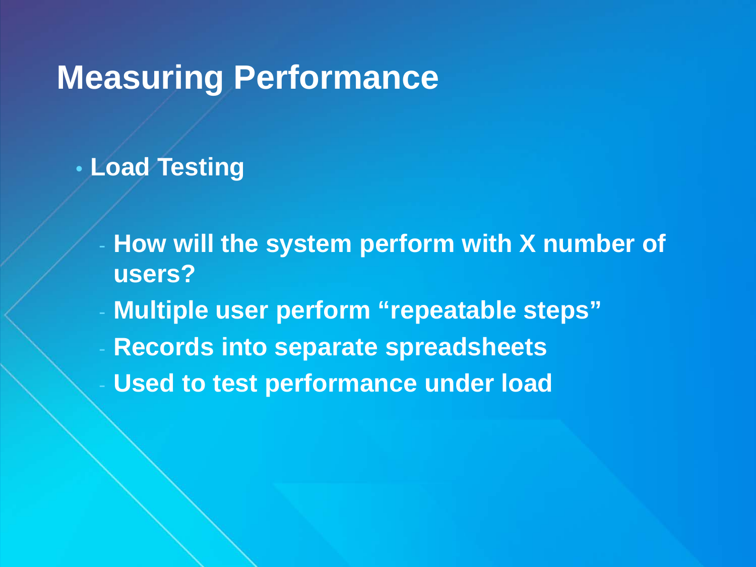# Measuring Performance

- **Load Testing**
  - **How will the system perform with X number of users?**
  - **Multiple user perform "repeatable steps"**
  - **Records into separate spreadsheets**
  - **Used to test performance under load**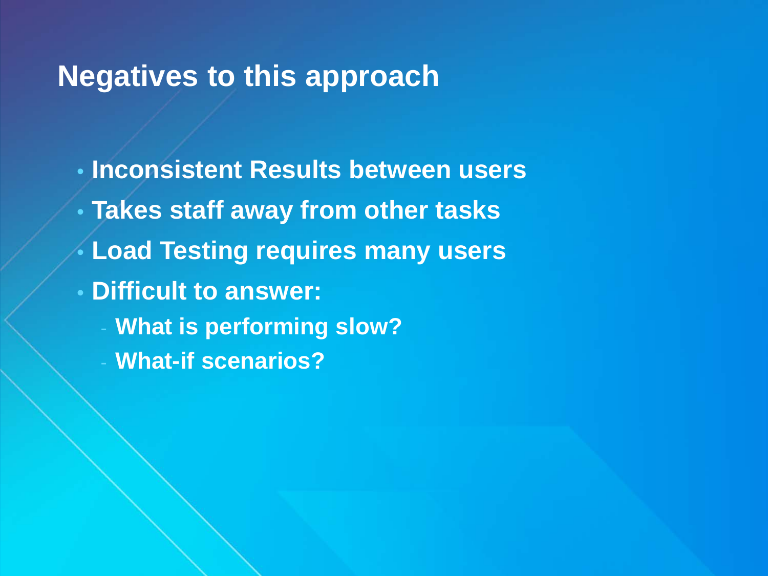# Negatives to this approach

- Inconsistent Results between users
- Takes staff away from other tasks
- Load Testing requires many users
- Difficult to answer:
  - What is performing slow?
  - What-if scenarios?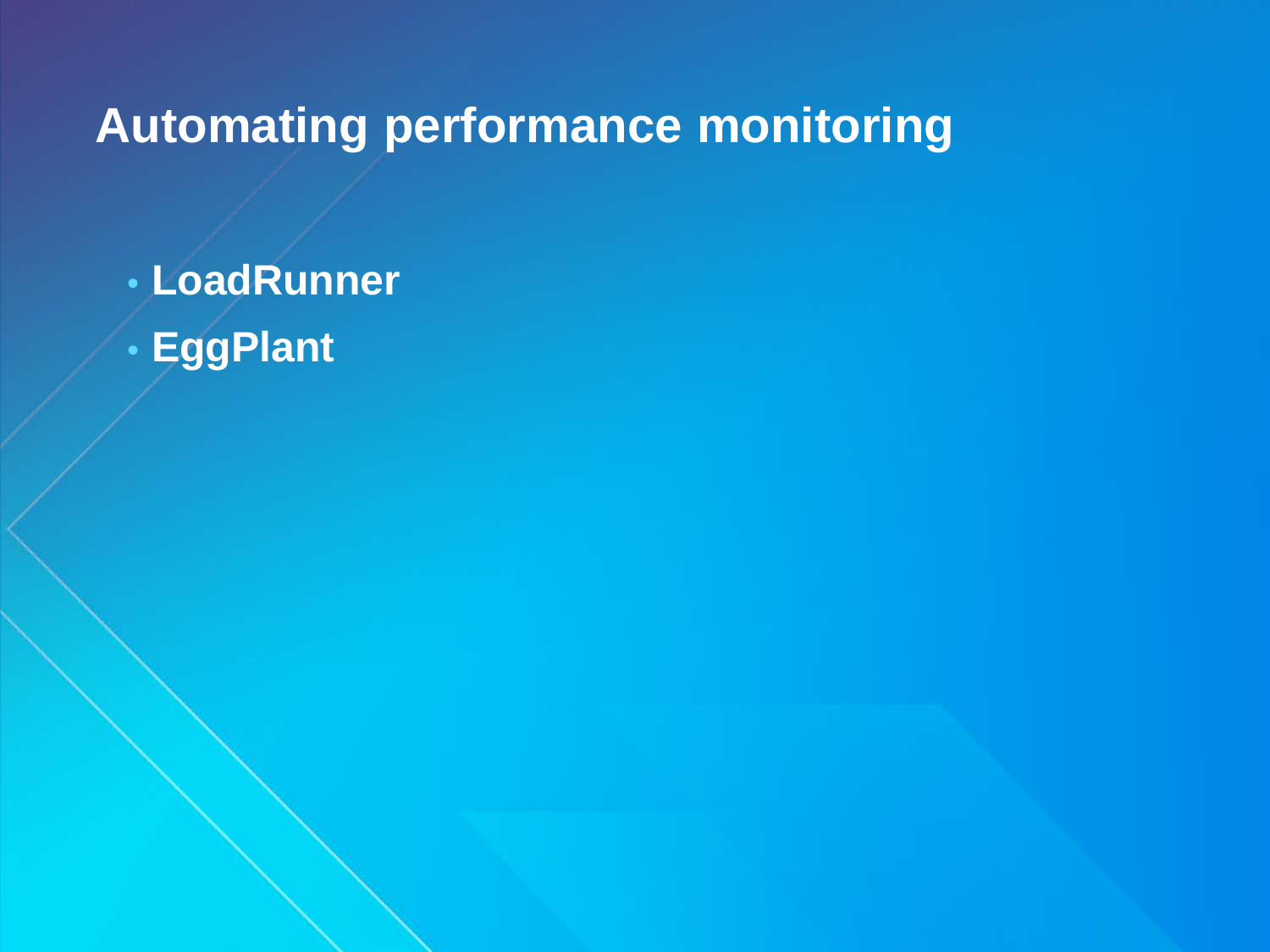# Automating performance monitoring

- **LoadRunner**
- **EggPlant**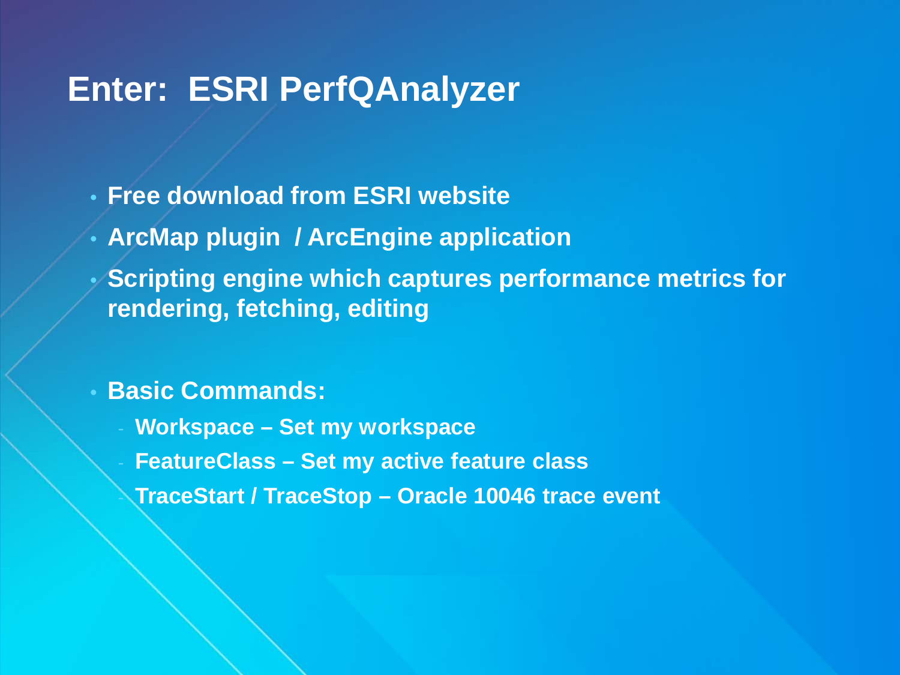# Enter: ESRI PerfQAnalyzer

- **Free download from ESRI website**
- **ArcMap plugin / ArcEngine application**
- **Scripting engine which captures performance metrics for rendering, fetching, editing**

- **Basic Commands:**
  - **Workspace – Set my workspace**
  - **FeatureClass – Set my active feature class**
  - **TraceStart / TraceStop – Oracle 10046 trace event**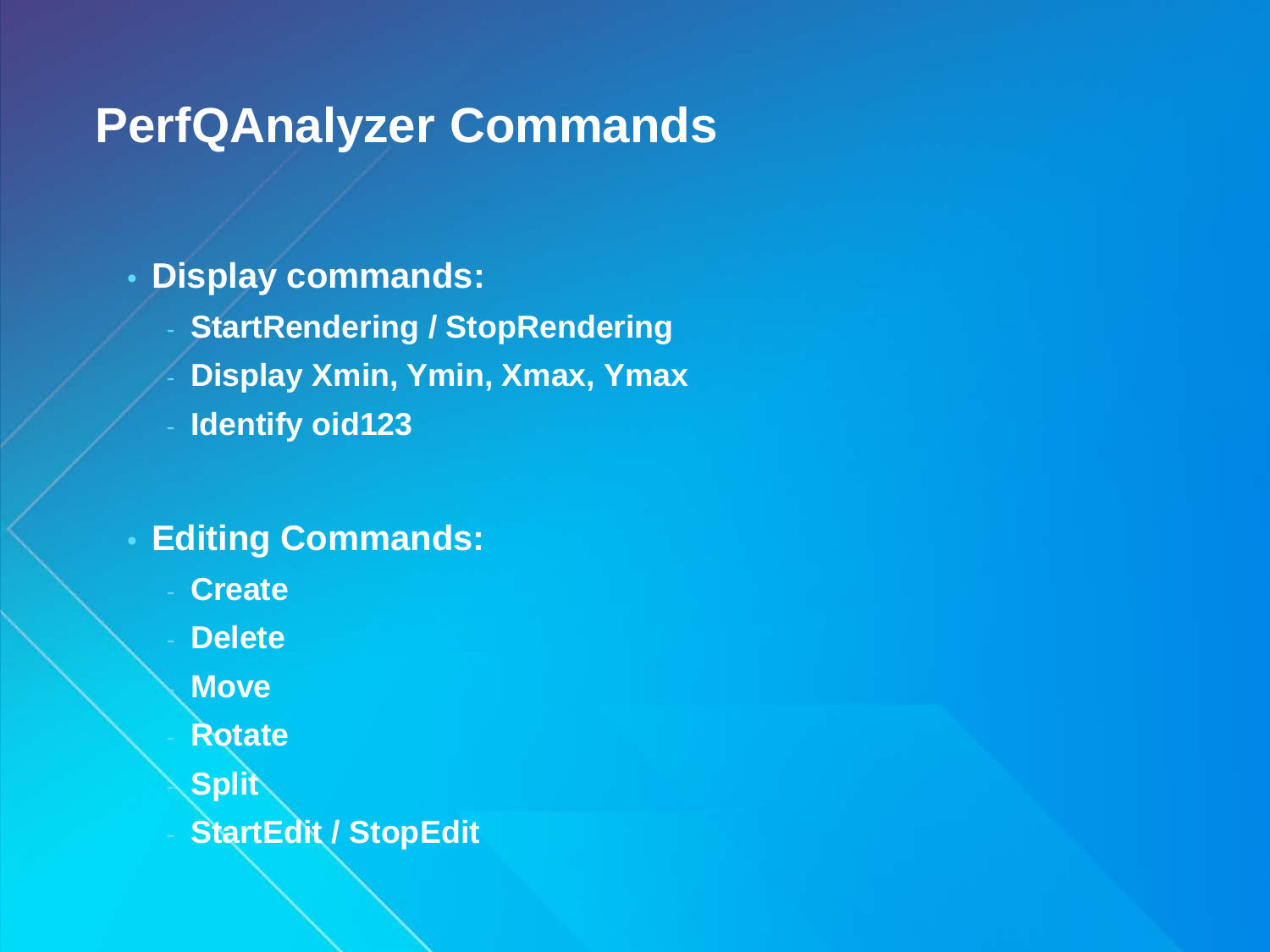# PerfQAnalyzer Commands

- **Display commands:**
  - **StartRendering / StopRendering**
  - **Display Xmin, Ymin, Xmax, Ymax**
  - **Identify oid123**
- **Editing Commands:**
  - **Create**
  - **Delete**
  - **Move**
  - **Rotate**
  - **Split**
  - **StartEdit / StopEdit**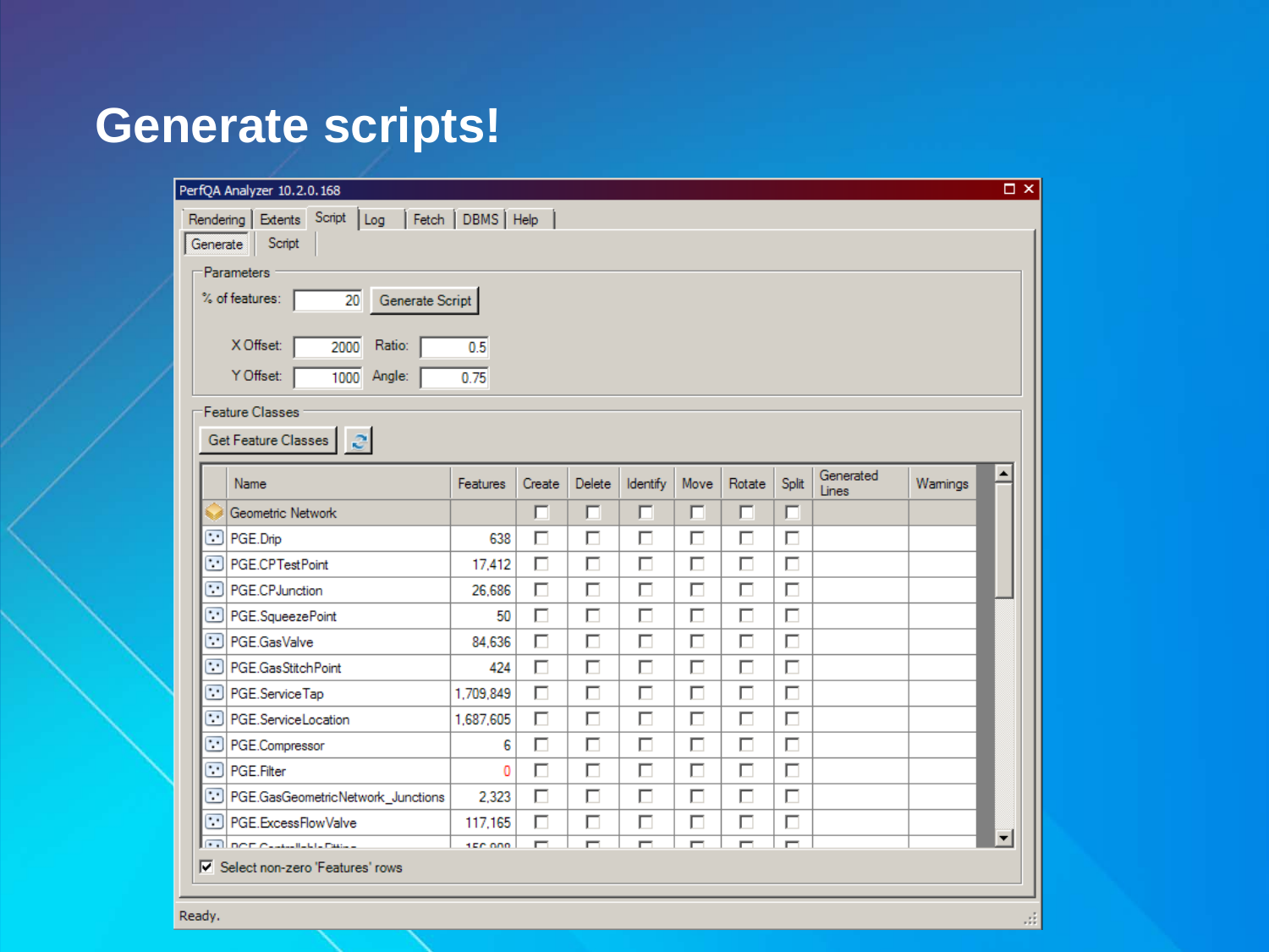# Generate scripts!

PerfQA Analyzer 10.2.0.168

Rendering | Extents | Script | Log | Fetch | DBMS | Help

Generate | Script

Parameters

% of features: 20 Generate Script

X Offset: 2000 Ratio: 0.5

Y Offset: 1000 Angle: 0.75

Feature Classes

Get Feature Classes

| Name | Features | Create | Delete | Identify | Move | Rotate | Split | Generated Lines | Warnings |
|---|---|---|---|---|---|---|---|---|---|
| Geometric Network | | ☐ | ☐ | ☐ | ☐ | ☐ | ☐ | | |
| PGE.Drip | 638 | ☐ | ☐ | ☐ | ☐ | ☐ | ☐ | | |
| PGE.CPTestPoint | 17,412 | ☐ | ☐ | ☐ | ☐ | ☐ | ☐ | | |
| PGE.CPJunction | 26,686 | ☐ | ☐ | ☐ | ☐ | ☐ | ☐ | | |
| PGE.SqueezePoint | 50 | ☐ | ☐ | ☐ | ☐ | ☐ | ☐ | | |
| PGE.GasValve | 84,636 | ☐ | ☐ | ☐ | ☐ | ☐ | ☐ | | |
| PGE.GasStitchPoint | 424 | ☐ | ☐ | ☐ | ☐ | ☐ | ☐ | | |
| PGE.ServiceTap | 1,709,849 | ☐ | ☐ | ☐ | ☐ | ☐ | ☐ | | |
| PGE.ServiceLocation | 1,687,605 | ☐ | ☐ | ☐ | ☐ | ☐ | ☐ | | |
| PGE.Compressor | 6 | ☐ | ☐ | ☐ | ☐ | ☐ | ☐ | | |
| PGE.Filter | 0 | ☐ | ☐ | ☐ | ☐ | ☐ | ☐ | | |
| PGE.GasGeometricNetwork_Junctions | 2,323 | ☐ | ☐ | ☐ | ☐ | ☐ | ☐ | | |
| PGE.ExcessFlowValve | 117,165 | ☐ | ☐ | ☐ | ☐ | ☐ | ☐ | | |

☑ Select non-zero 'Features' rows

Ready.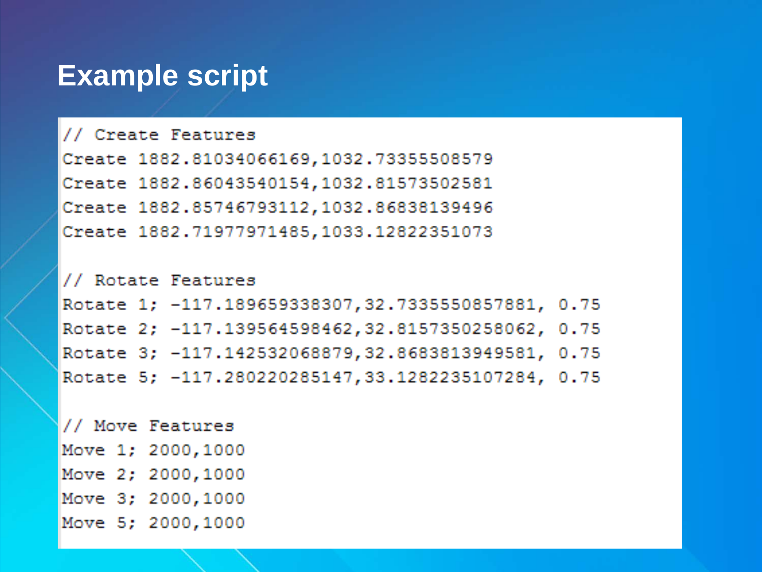# Example script

```
// Create Features
Create 1882.81034066169,1032.73355508579
Create 1882.86043540154,1032.81573502581
Create 1882.85746793112,1032.86838139496
Create 1882.71977971485,1033.12822351073

// Rotate Features
Rotate 1; -117.189659338307,32.7335550857881, 0.75
Rotate 2; -117.139564598462,32.8157350258062, 0.75
Rotate 3; -117.142532068879,32.8683813949581, 0.75
Rotate 5; -117.280220285147,33.1282235107284, 0.75

// Move Features
Move 1; 2000,1000
Move 2; 2000,1000
Move 3; 2000,1000
Move 5; 2000,1000
```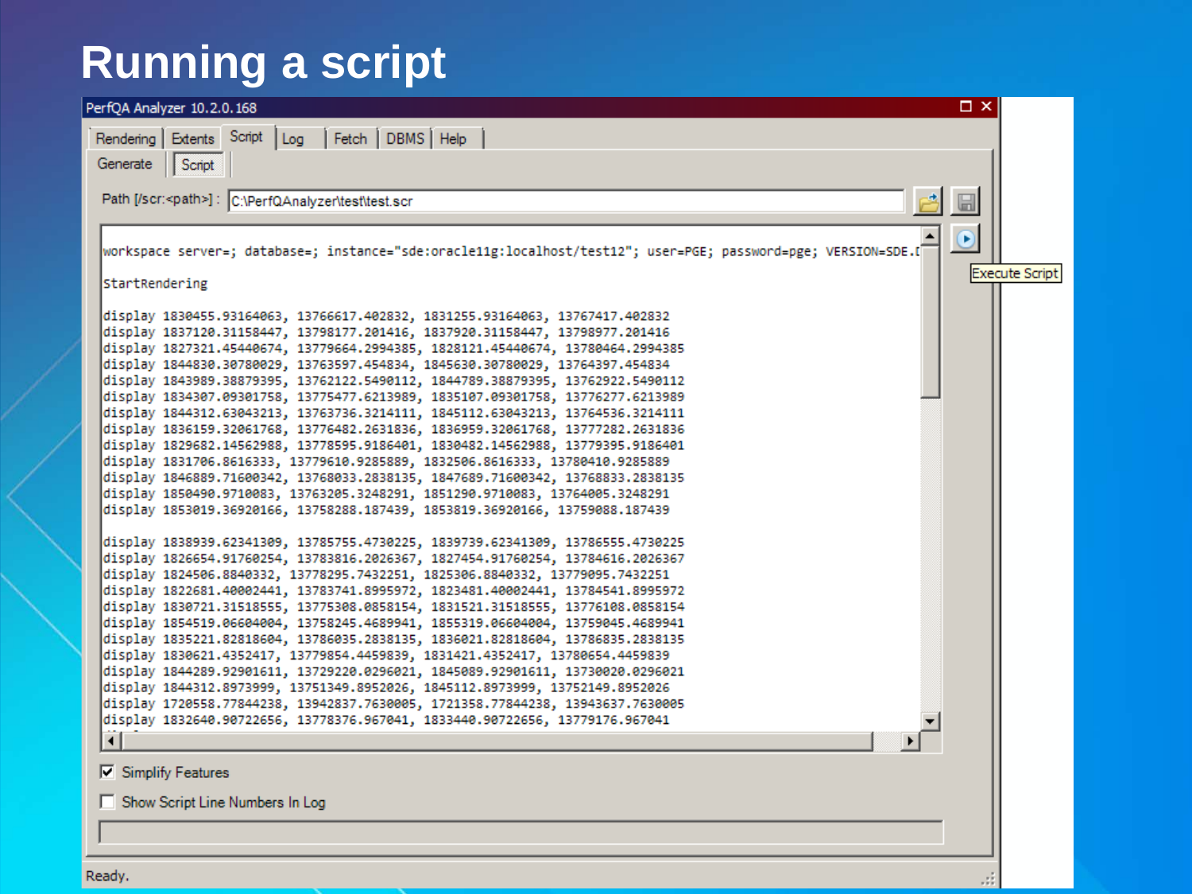# Running a script

PerfQA Analyzer 10.2.0.168

Rendering | Extents | Script | Log | Fetch | DBMS | Help

Generate | Script

Path [/scr:<path>] : C:\PerfQAnalyzer\test\test.scr

```
workspace server=; database=; instance="sde:oracle11g:localhost/test12"; user=PGE; password=pge; VERSION=SDE.D

StartRendering

display 1830455.93164063, 13766617.402832, 1831255.93164063, 13767417.402832
display 1837120.31158447, 13798177.201416, 1837920.31158447, 13798977.201416
display 1827321.45440674, 13779664.2994385, 1828121.45440674, 13780464.2994385
display 1844830.30780029, 13763597.454834, 1845630.30780029, 13764397.454834
display 1843989.38879395, 13762122.5490112, 1844789.38879395, 13762922.5490112
display 1834307.09301758, 13775477.6213989, 1835107.09301758, 13776277.6213989
display 1844312.63043213, 13763736.3214111, 1845112.63043213, 13764536.3214111
display 1836159.32061768, 13776482.2631836, 1836959.32061768, 13777282.2631836
display 1829682.14562988, 13778595.9186401, 1830482.14562988, 13779395.9186401
display 1831706.8616333, 13779610.9285889, 1832506.8616333, 13780410.9285889
display 1846889.71600342, 13768033.2838135, 1847689.71600342, 13768833.2838135
display 1850490.9710083, 13763205.3248291, 1851290.9710083, 13764005.3248291
display 1853019.36920166, 13758288.187439, 1853819.36920166, 13759088.187439

display 1838939.62341309, 13785755.4730225, 1839739.62341309, 13786555.4730225
display 1826654.91760254, 13783816.2026367, 1827454.91760254, 13784616.2026367
display 1824506.8840332, 13778295.7432251, 1825306.8840332, 13779095.7432251
display 1822681.40002441, 13783741.8995972, 1823481.40002441, 13784541.8995972
display 1830721.31518555, 13775308.0858154, 1831521.31518555, 13776108.0858154
display 1854519.06604004, 13758245.4689941, 1855319.06604004, 13759045.4689941
display 1835221.82818604, 13786035.2838135, 1836021.82818604, 13786835.2838135
display 1830621.4352417, 13779854.4459839, 1831421.4352417, 13780654.4459839
display 1844289.92901611, 13729220.0296021, 1845089.92901611, 13730020.0296021
display 1844312.8973999, 13751349.8952026, 1845112.8973999, 13752149.8952026
display 1720558.77844238, 13942837.7630005, 1721358.77844238, 13943637.7630005
display 1832640.90722656, 13778376.967041, 1833440.90722656, 13779176.967041
```

Execute Script

☑ Simplify Features

☐ Show Script Line Numbers In Log

Ready.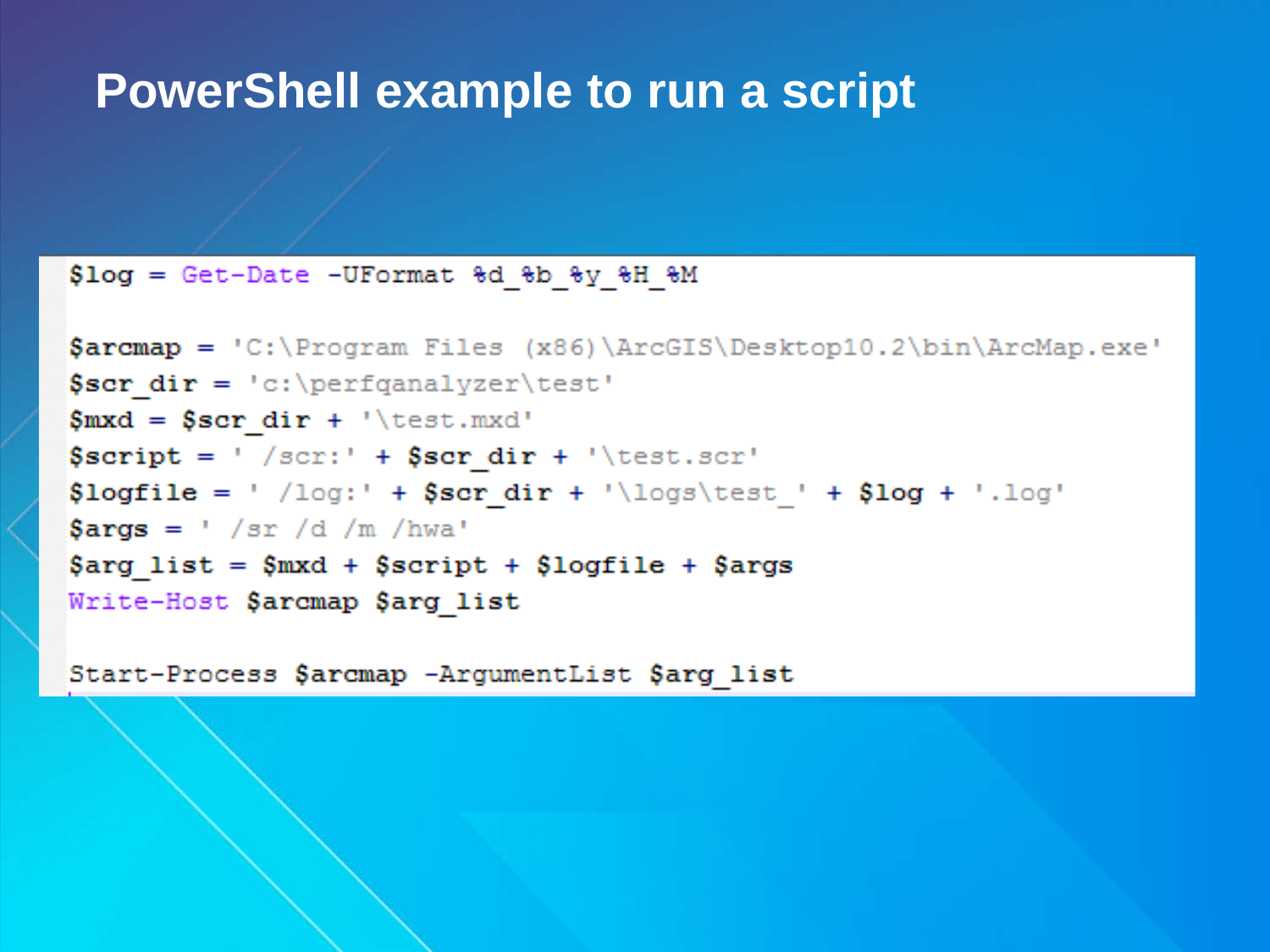# PowerShell example to run a script

```
$log = Get-Date -UFormat %d_%b_%y_%H_%M

$arcmap = 'C:\Program Files (x86)\ArcGIS\Desktop10.2\bin\ArcMap.exe'
$scr_dir = 'c:\perfqanalyzer\test'
$mxd = $scr_dir + '\test.mxd'
$script = ' /scr:' + $scr_dir + '\test.scr'
$logfile = ' /log:' + $scr_dir + '\logs\test_' + $log + '.log'
$args = ' /sr /d /m /hwa'
$arg_list = $mxd + $script + $logfile + $args
Write-Host $arcmap $arg_list

Start-Process $arcmap -ArgumentList $arg_list
```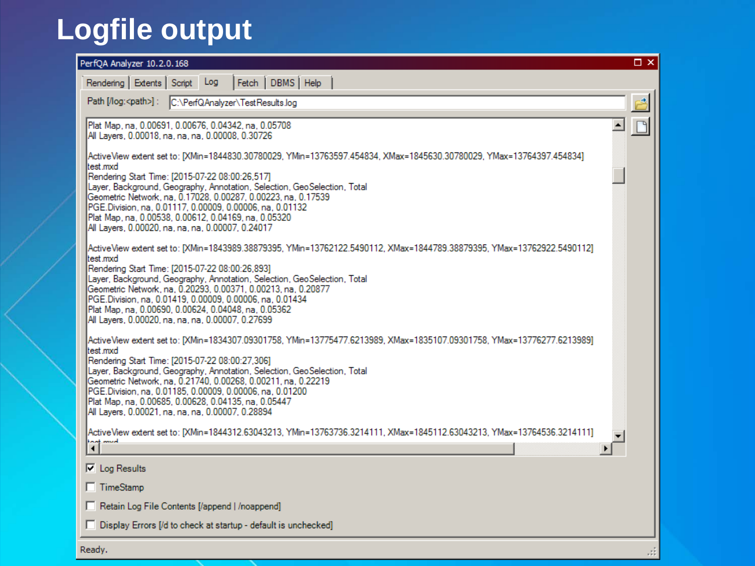# Logfile output

PerfQA Analyzer 10.2.0.168

Rendering | Extents | Script | Log | Fetch | DBMS | Help

Path [/log:<path>] : C:\PerfQAnalyzer\TestResults.log

```
Plat Map, na, 0.00691, 0.00676, 0.04342, na, 0.05708
All Layers, 0.00018, na, na, na, 0.00008, 0.30726

ActiveView extent set to: [XMin=1844830.30780029, YMin=13763597.454834, XMax=1845630.30780029, YMax=13764397.454834]
test.mxd
Rendering Start Time: [2015-07-22 08:00:26.517]
Layer, Background, Geography, Annotation, Selection, GeoSelection, Total
Geometric Network, na, 0.17028, 0.00287, 0.00223, na, 0.17539
PGE.Division, na, 0.01117, 0.00009, 0.00006, na, 0.01132
Plat Map, na, 0.00538, 0.00612, 0.04169, na, 0.05320
All Layers, 0.00020, na, na, na, 0.00007, 0.24017

ActiveView extent set to: [XMin=1843989.38879395, YMin=13762122.5490112, XMax=1844789.38879395, YMax=13762922.5490112]
test.mxd
Rendering Start Time: [2015-07-22 08:00:26.893]
Layer, Background, Geography, Annotation, Selection, GeoSelection, Total
Geometric Network, na, 0.20293, 0.00371, 0.00213, na, 0.20877
PGE.Division, na, 0.01419, 0.00009, 0.00006, na, 0.01434
Plat Map, na, 0.00690, 0.00624, 0.04048, na, 0.05362
All Layers, 0.00020, na, na, na, 0.00007, 0.27699

ActiveView extent set to: [XMin=1834307.09301758, YMin=13775477.6213989, XMax=1835107.09301758, YMax=13776277.6213989]
test.mxd
Rendering Start Time: [2015-07-22 08:00:27.306]
Layer, Background, Geography, Annotation, Selection, GeoSelection, Total
Geometric Network, na, 0.21740, 0.00268, 0.00211, na, 0.22219
PGE.Division, na, 0.01185, 0.00009, 0.00006, na, 0.01200
Plat Map, na, 0.00685, 0.00628, 0.04135, na, 0.05447
All Layers, 0.00021, na, na, na, 0.00007, 0.28894

ActiveView extent set to: [XMin=1844312.63043213, YMin=13763736.3214111, XMax=1845112.63043213, YMax=13764536.3214111]
```

- [x] Log Results
- [ ] TimeStamp
- [ ] Retain Log File Contents [/append | /noappend]
- [ ] Display Errors [/d to check at startup - default is unchecked]

Ready.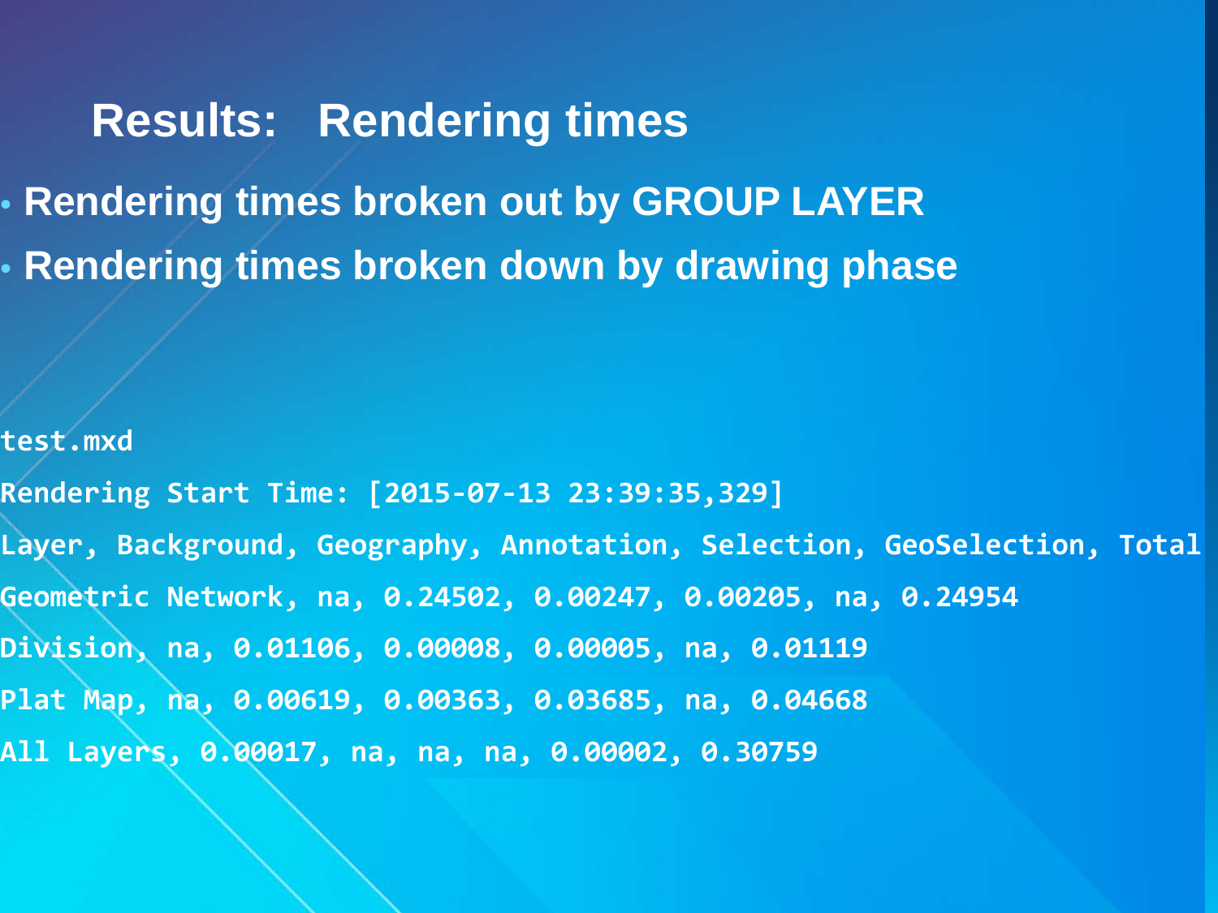# Results: Rendering times

- Rendering times broken out by GROUP LAYER
- Rendering times broken down by drawing phase

```
test.mxd
Rendering Start Time: [2015-07-13 23:39:35,329]
Layer, Background, Geography, Annotation, Selection, GeoSelection, Total
Geometric Network, na, 0.24502, 0.00247, 0.00205, na, 0.24954
Division, na, 0.01106, 0.00008, 0.00005, na, 0.01119
Plat Map, na, 0.00619, 0.00363, 0.03685, na, 0.04668
All Layers, 0.00017, na, na, na, 0.00002, 0.30759
```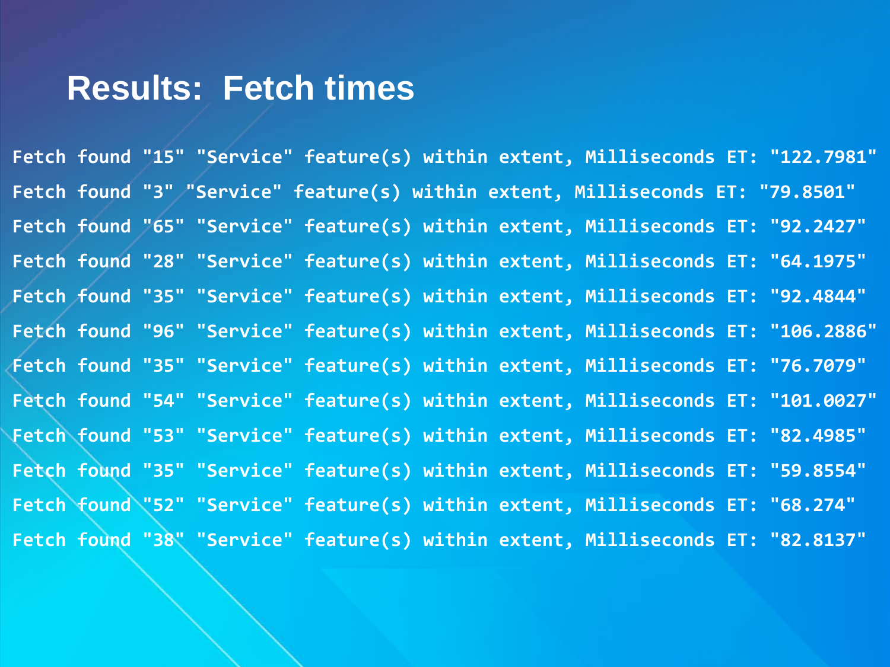# Results: Fetch times

```
Fetch found "15" "Service" feature(s) within extent, Milliseconds ET: "122.7981"
Fetch found "3" "Service" feature(s) within extent, Milliseconds ET: "79.8501"
Fetch found "65" "Service" feature(s) within extent, Milliseconds ET: "92.2427"
Fetch found "28" "Service" feature(s) within extent, Milliseconds ET: "64.1975"
Fetch found "35" "Service" feature(s) within extent, Milliseconds ET: "92.4844"
Fetch found "96" "Service" feature(s) within extent, Milliseconds ET: "106.2886"
Fetch found "35" "Service" feature(s) within extent, Milliseconds ET: "76.7079"
Fetch found "54" "Service" feature(s) within extent, Milliseconds ET: "101.0027"
Fetch found "53" "Service" feature(s) within extent, Milliseconds ET: "82.4985"
Fetch found "35" "Service" feature(s) within extent, Milliseconds ET: "59.8554"
Fetch found "52" "Service" feature(s) within extent, Milliseconds ET: "68.274"
Fetch found "38" "Service" feature(s) within extent, Milliseconds ET: "82.8137"
```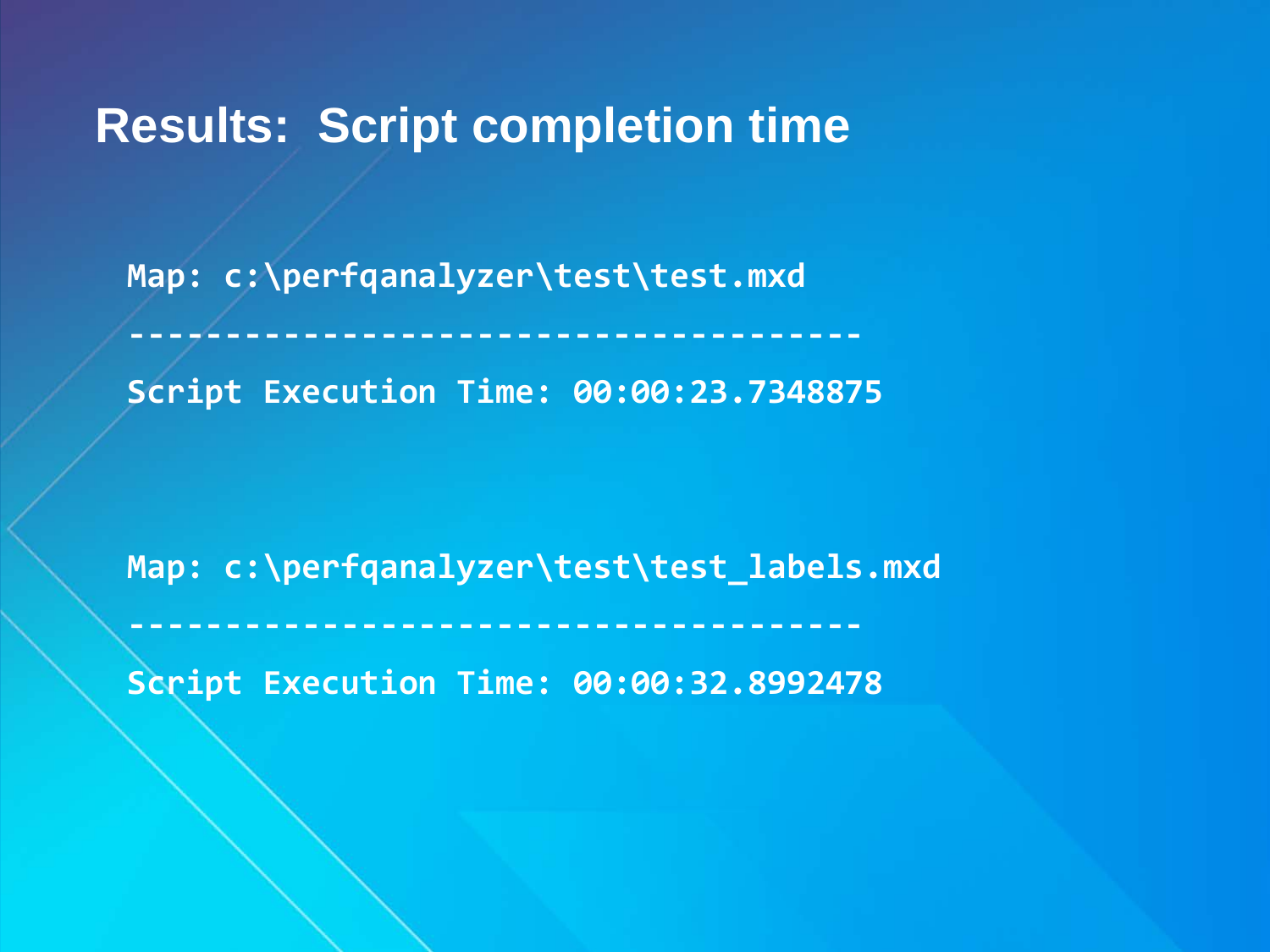# Results: Script completion time

```
Map: c:\perfqanalyzer\test\test.mxd
--------------------------------------
Script Execution Time: 00:00:23.7348875


Map: c:\perfqanalyzer\test\test_labels.mxd
--------------------------------------
Script Execution Time: 00:00:32.8992478
```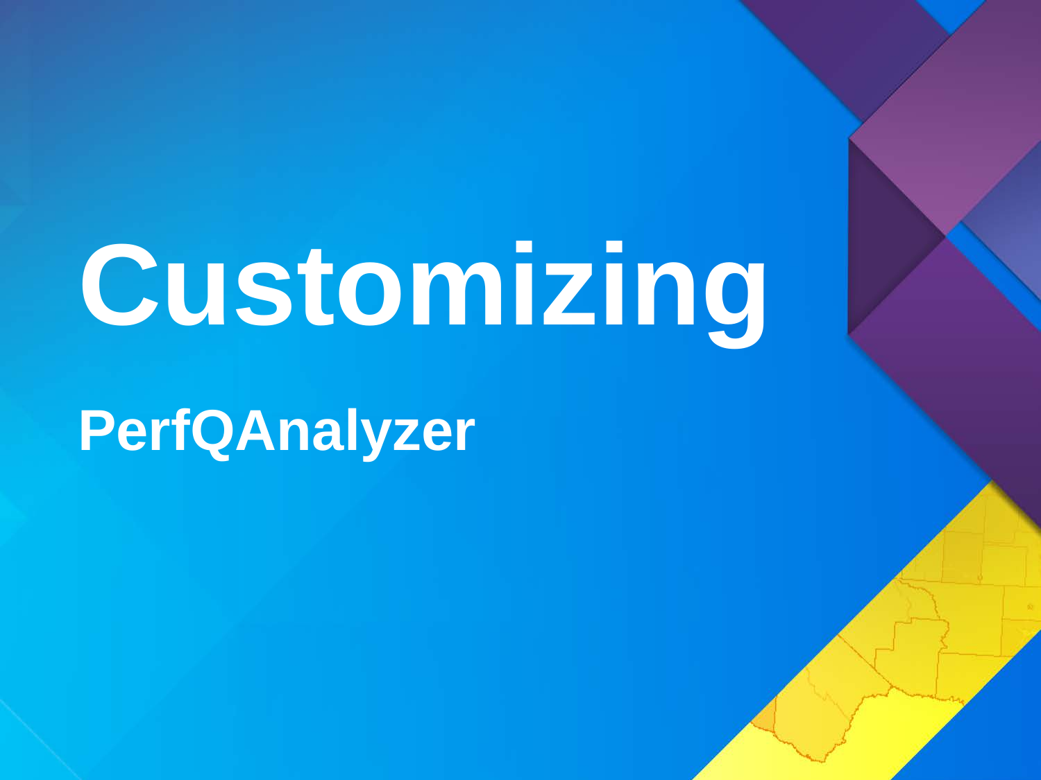# Customizing

## PerfQAnalyzer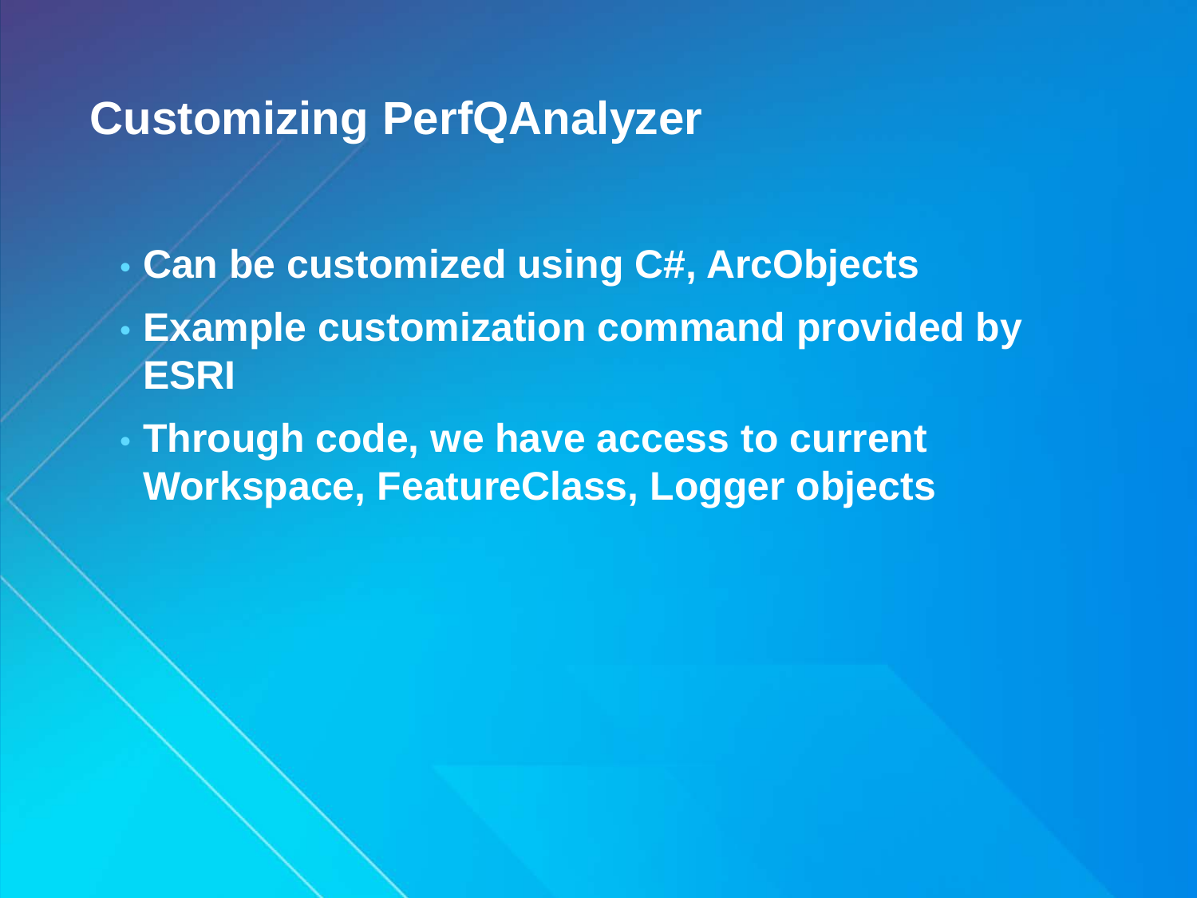# Customizing PerfQAnalyzer

- Can be customized using C#, ArcObjects
- Example customization command provided by ESRI
- Through code, we have access to current Workspace, FeatureClass, Logger objects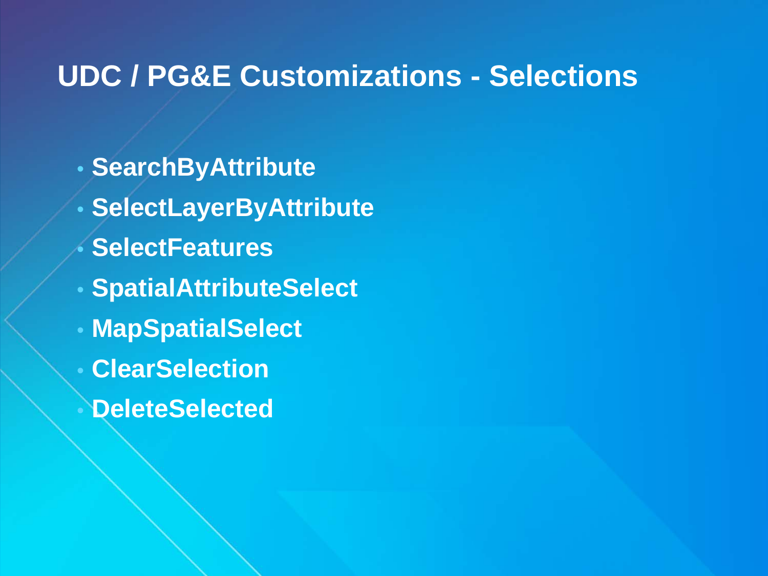# UDC / PG&E Customizations - Selections

- **SearchByAttribute**
- **SelectLayerByAttribute**
- **SelectFeatures**
- **SpatialAttributeSelect**
- **MapSpatialSelect**
- **ClearSelection**
- **DeleteSelected**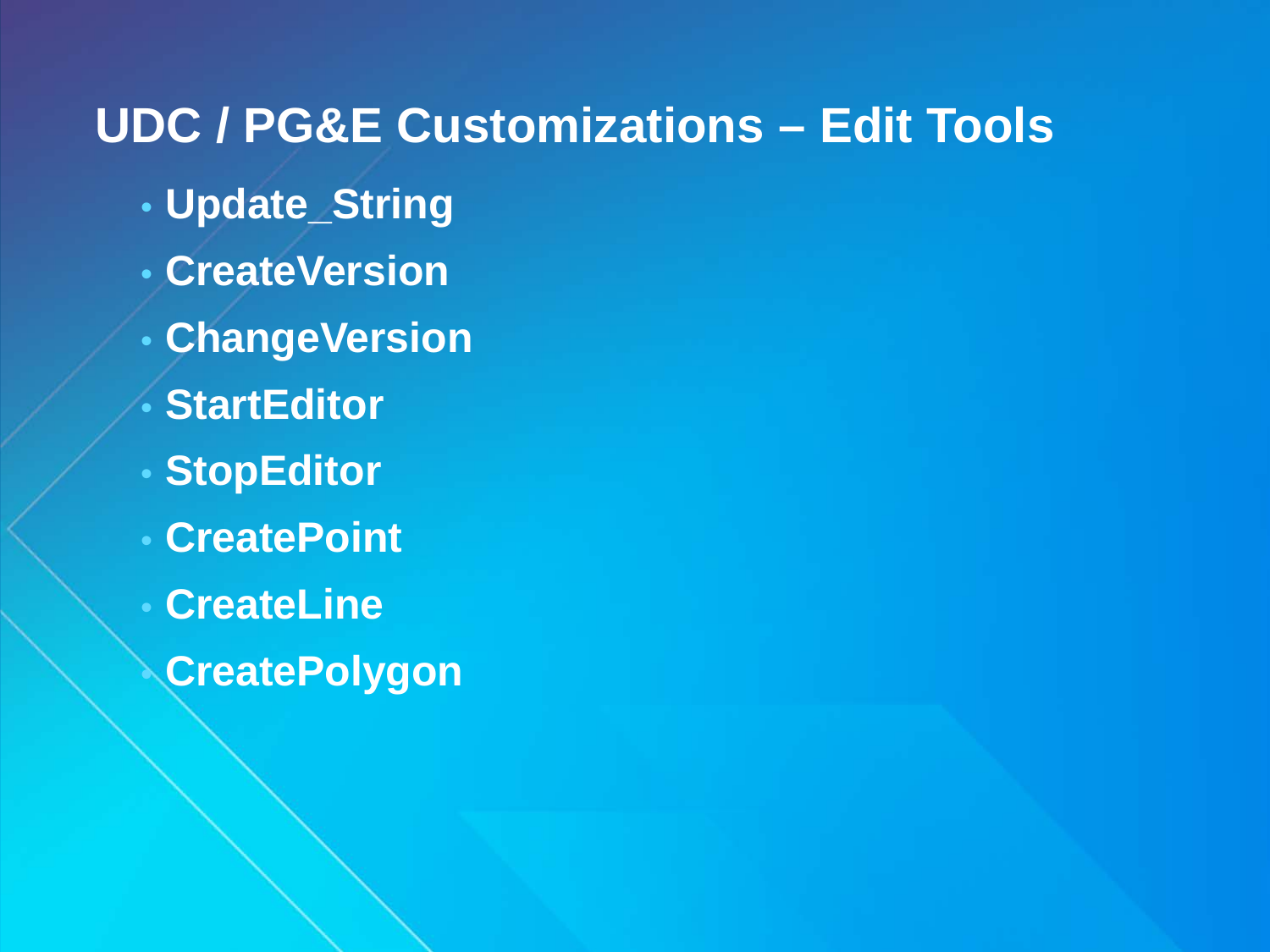# UDC / PG&E Customizations – Edit Tools

- **Update_String**
- **CreateVersion**
- **ChangeVersion**
- **StartEditor**
- **StopEditor**
- **CreatePoint**
- **CreateLine**
- **CreatePolygon**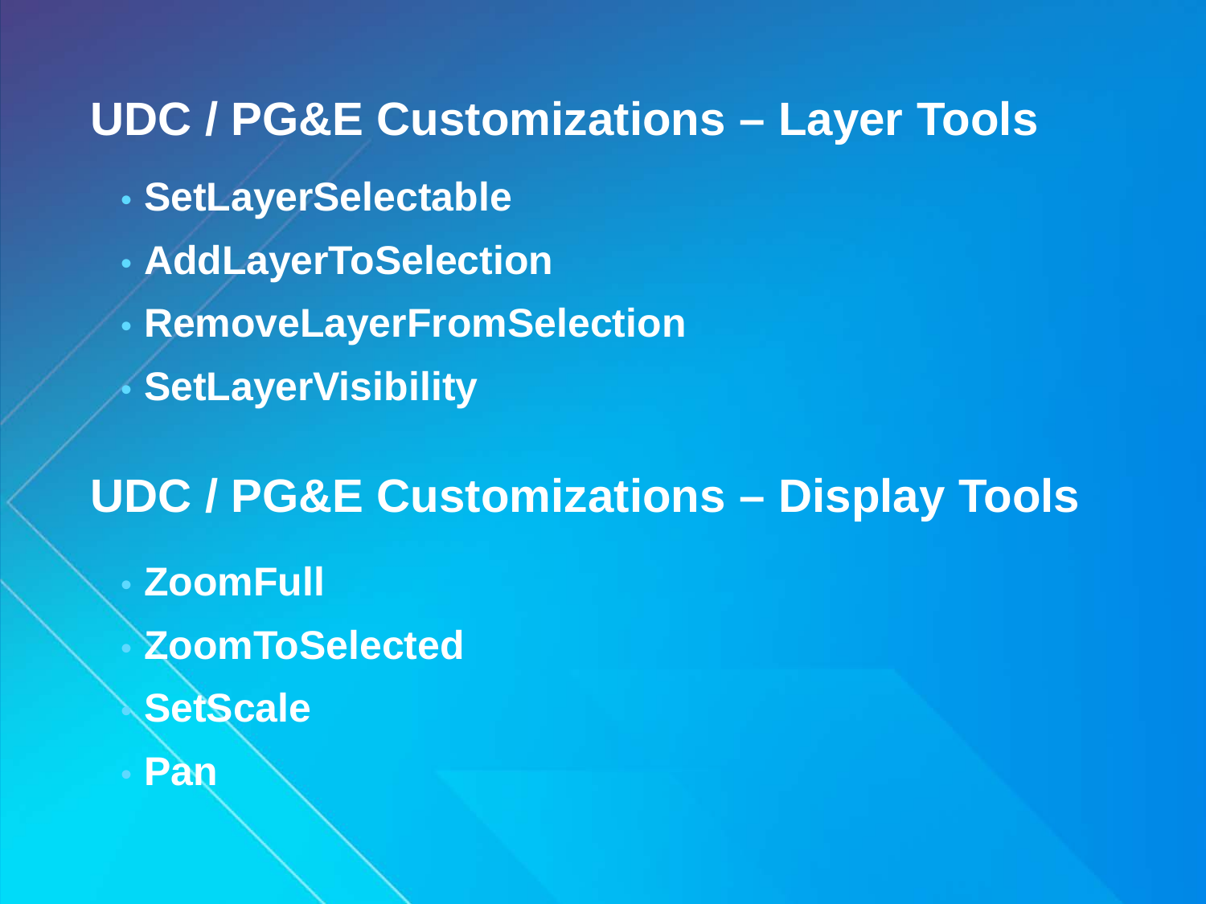## UDC / PG&E Customizations – Layer Tools

- **SetLayerSelectable**
- **AddLayerToSelection**
- **RemoveLayerFromSelection**
- **SetLayerVisibility**

## UDC / PG&E Customizations – Display Tools

- **ZoomFull**
- **ZoomToSelected**
- **SetScale**
- **Pan**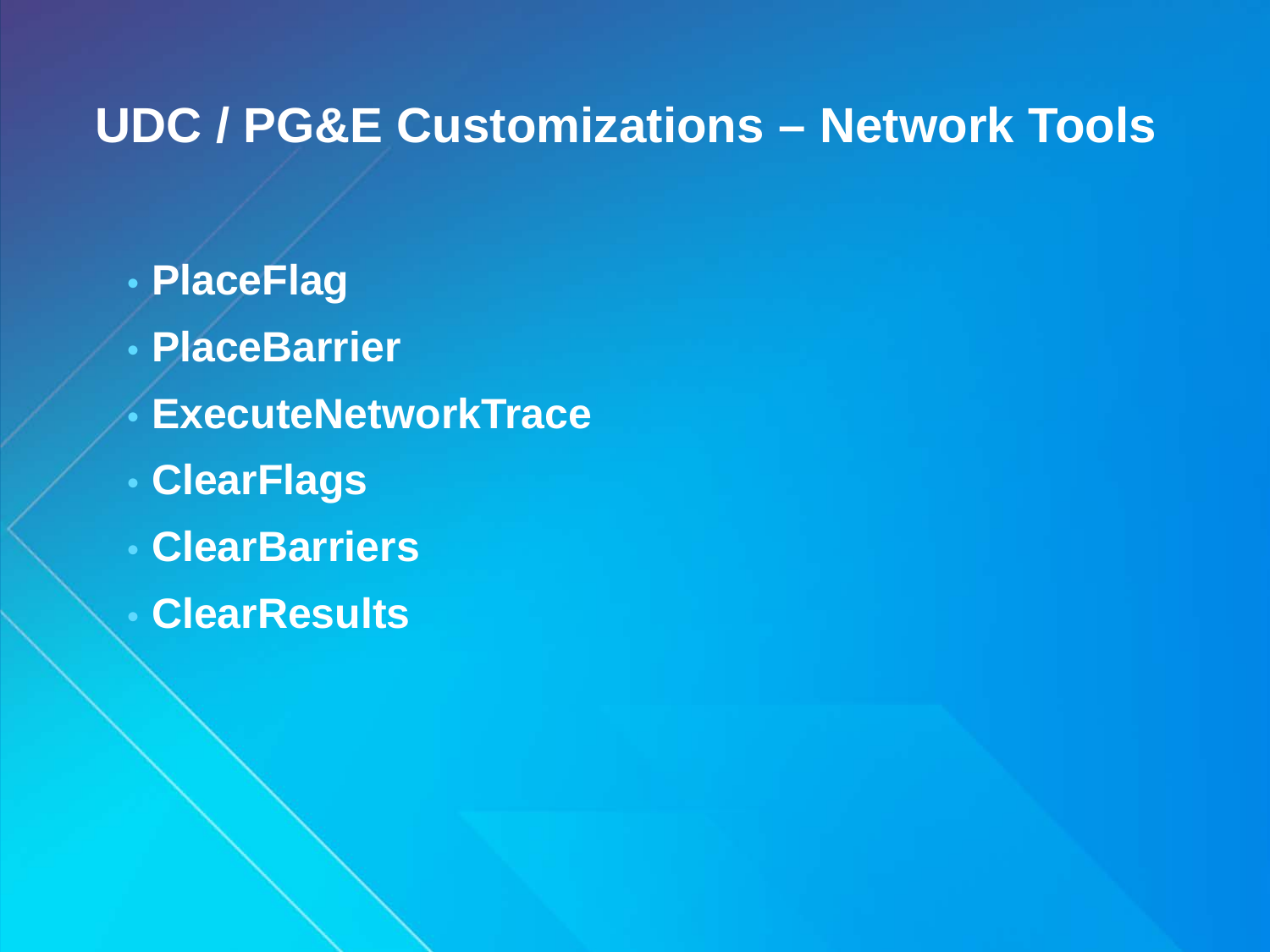# UDC / PG&E Customizations – Network Tools

- **PlaceFlag**
- **PlaceBarrier**
- **ExecuteNetworkTrace**
- **ClearFlags**
- **ClearBarriers**
- **ClearResults**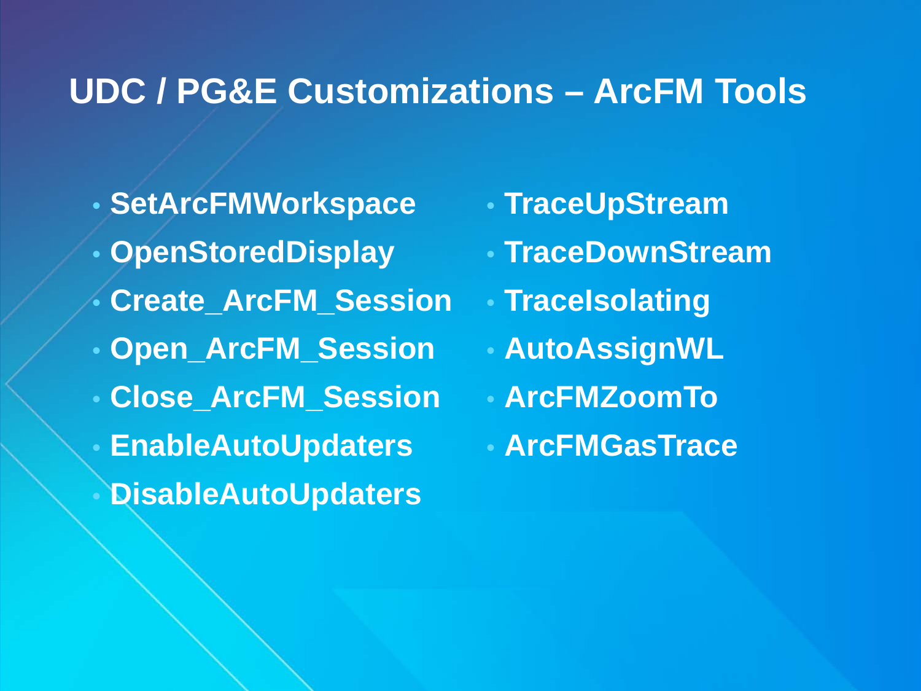# UDC / PG&E Customizations – ArcFM Tools

- **SetArcFMWorkspace**
- **OpenStoredDisplay**
- **Create_ArcFM_Session**
- **Open_ArcFM_Session**
- **Close_ArcFM_Session**
- **EnableAutoUpdaters**
- **DisableAutoUpdaters**
- **TraceUpStream**
- **TraceDownStream**
- **TraceIsolating**
- **AutoAssignWL**
- **ArcFMZoomTo**
- **ArcFMGasTrace**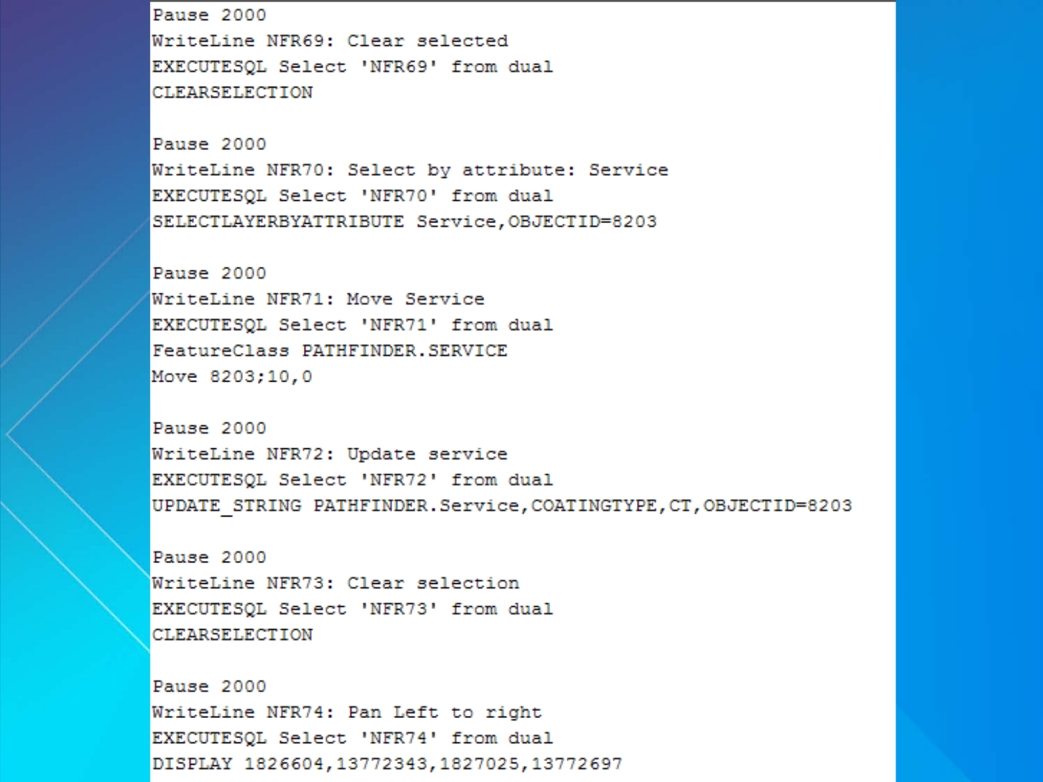```
Pause 2000
WriteLine NFR69: Clear selected
EXECUTESQL Select 'NFR69' from dual
CLEARSELECTION

Pause 2000
WriteLine NFR70: Select by attribute: Service
EXECUTESQL Select 'NFR70' from dual
SELECTLAYERBYATTRIBUTE Service,OBJECTID=8203

Pause 2000
WriteLine NFR71: Move Service
EXECUTESQL Select 'NFR71' from dual
FeatureClass PATHFINDER.SERVICE
Move 8203;10,0

Pause 2000
WriteLine NFR72: Update service
EXECUTESQL Select 'NFR72' from dual
UPDATE_STRING PATHFINDER.Service,COATINGTYPE,CT,OBJECTID=8203

Pause 2000
WriteLine NFR73: Clear selection
EXECUTESQL Select 'NFR73' from dual
CLEARSELECTION

Pause 2000
WriteLine NFR74: Pan Left to right
EXECUTESQL Select 'NFR74' from dual
DISPLAY 1826604,13772343,1827025,13772697
```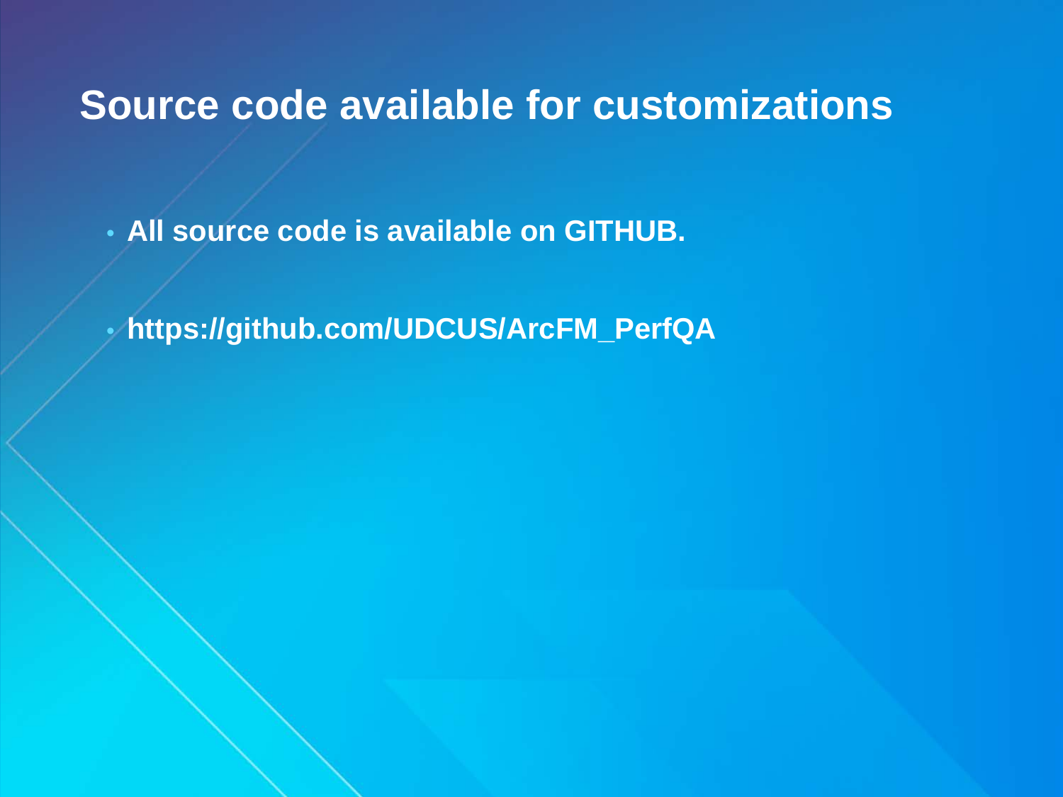# Source code available for customizations

- **All source code is available on GITHUB.**
- **https://github.com/UDCUS/ArcFM_PerfQA**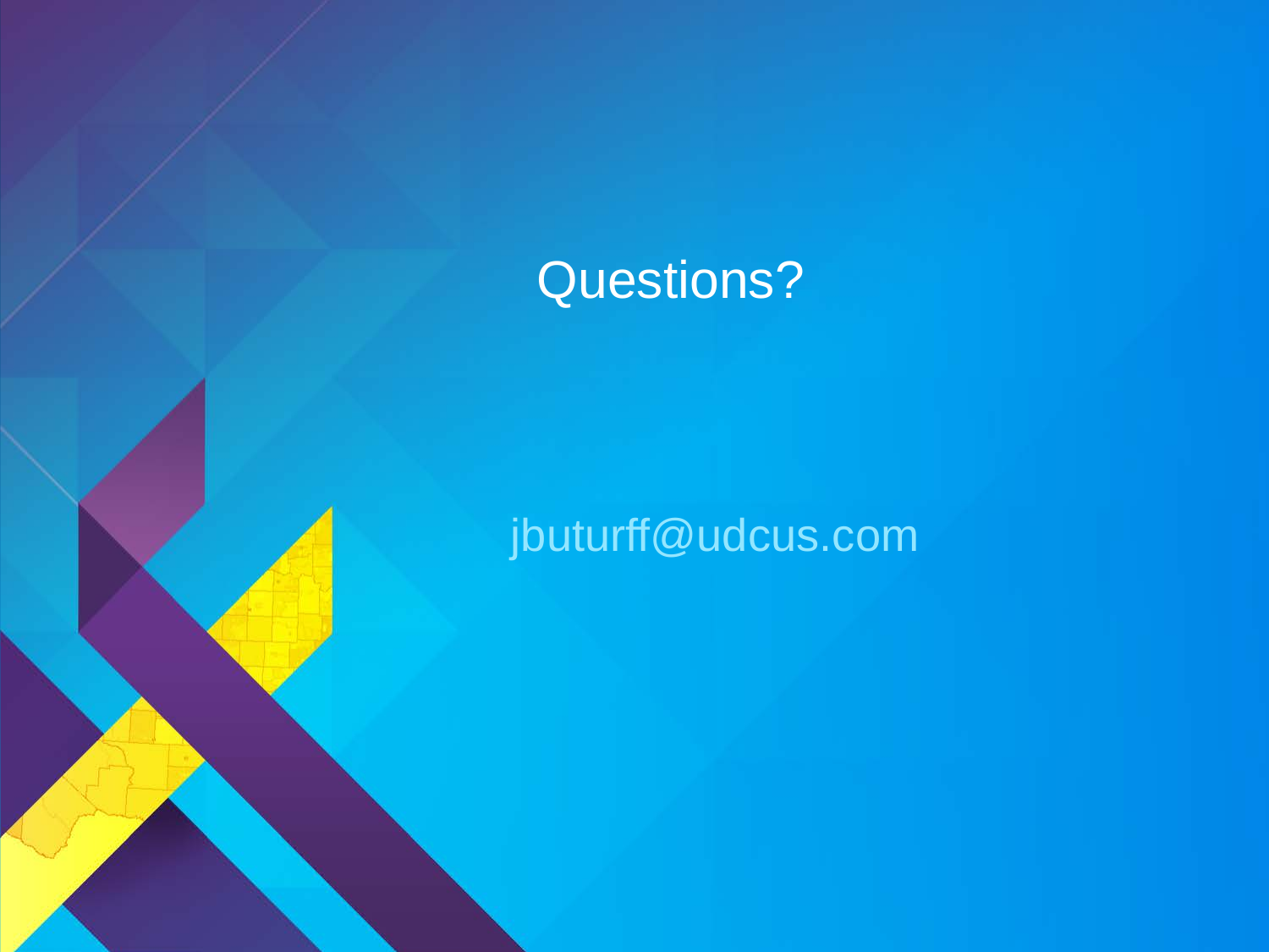# Questions?

jbuturff@udcus.com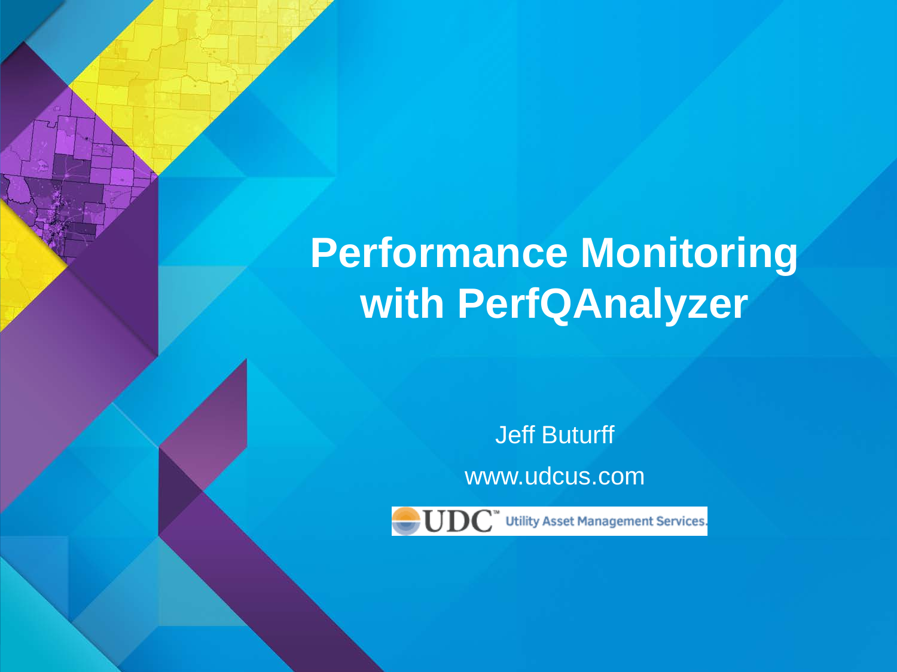# Performance Monitoring with PerfQAnalyzer

Jeff Buturff

www.udcus.com

UDC™ Utility Asset Management Services.